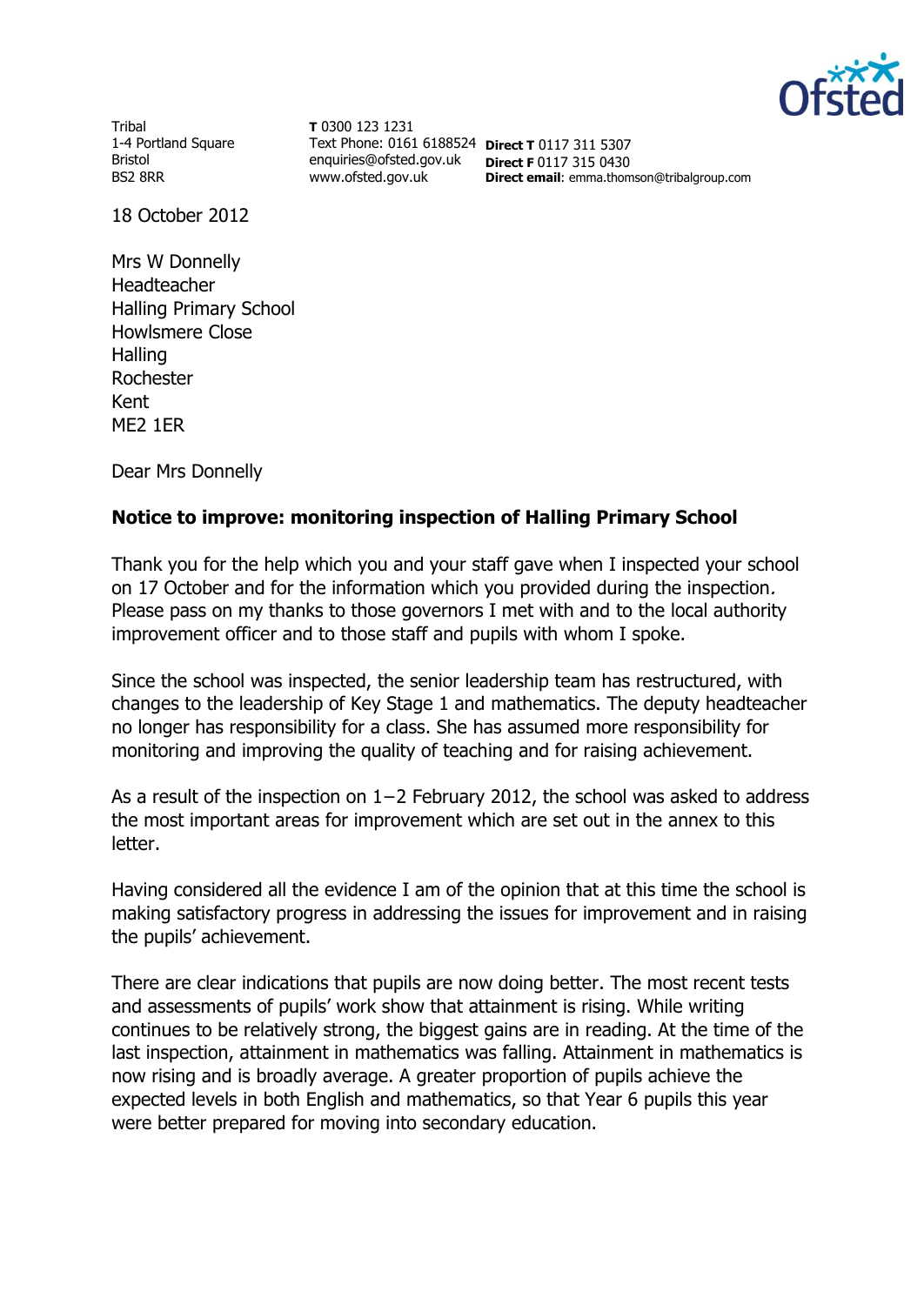Tribal
1-4 Portland Square
Bristol
BS2 8RR

**T** 0300 123 1231
Text Phone: 0161 6188524
enquiries@ofsted.gov.uk
www.ofsted.gov.uk

**Direct T** 0117 311 5307
**Direct F** 0117 315 0430
**Direct email**: emma.thomson@tribalgroup.com

18 October 2012

Mrs W Donnelly
Headteacher
Halling Primary School
Howlsmere Close
Halling
Rochester
Kent
ME2 1ER

Dear Mrs Donnelly

**Notice to improve: monitoring inspection of Halling Primary School**

Thank you for the help which you and your staff gave when I inspected your school on 17 October and for the information which you provided during the inspection. Please pass on my thanks to those governors I met with and to the local authority improvement officer and to those staff and pupils with whom I spoke.

Since the school was inspected, the senior leadership team has restructured, with changes to the leadership of Key Stage 1 and mathematics. The deputy headteacher no longer has responsibility for a class. She has assumed more responsibility for monitoring and improving the quality of teaching and for raising achievement.

As a result of the inspection on 1−2 February 2012, the school was asked to address the most important areas for improvement which are set out in the annex to this letter.

Having considered all the evidence I am of the opinion that at this time the school is making satisfactory progress in addressing the issues for improvement and in raising the pupils' achievement.

There are clear indications that pupils are now doing better. The most recent tests and assessments of pupils' work show that attainment is rising. While writing continues to be relatively strong, the biggest gains are in reading. At the time of the last inspection, attainment in mathematics was falling. Attainment in mathematics is now rising and is broadly average. A greater proportion of pupils achieve the expected levels in both English and mathematics, so that Year 6 pupils this year were better prepared for moving into secondary education.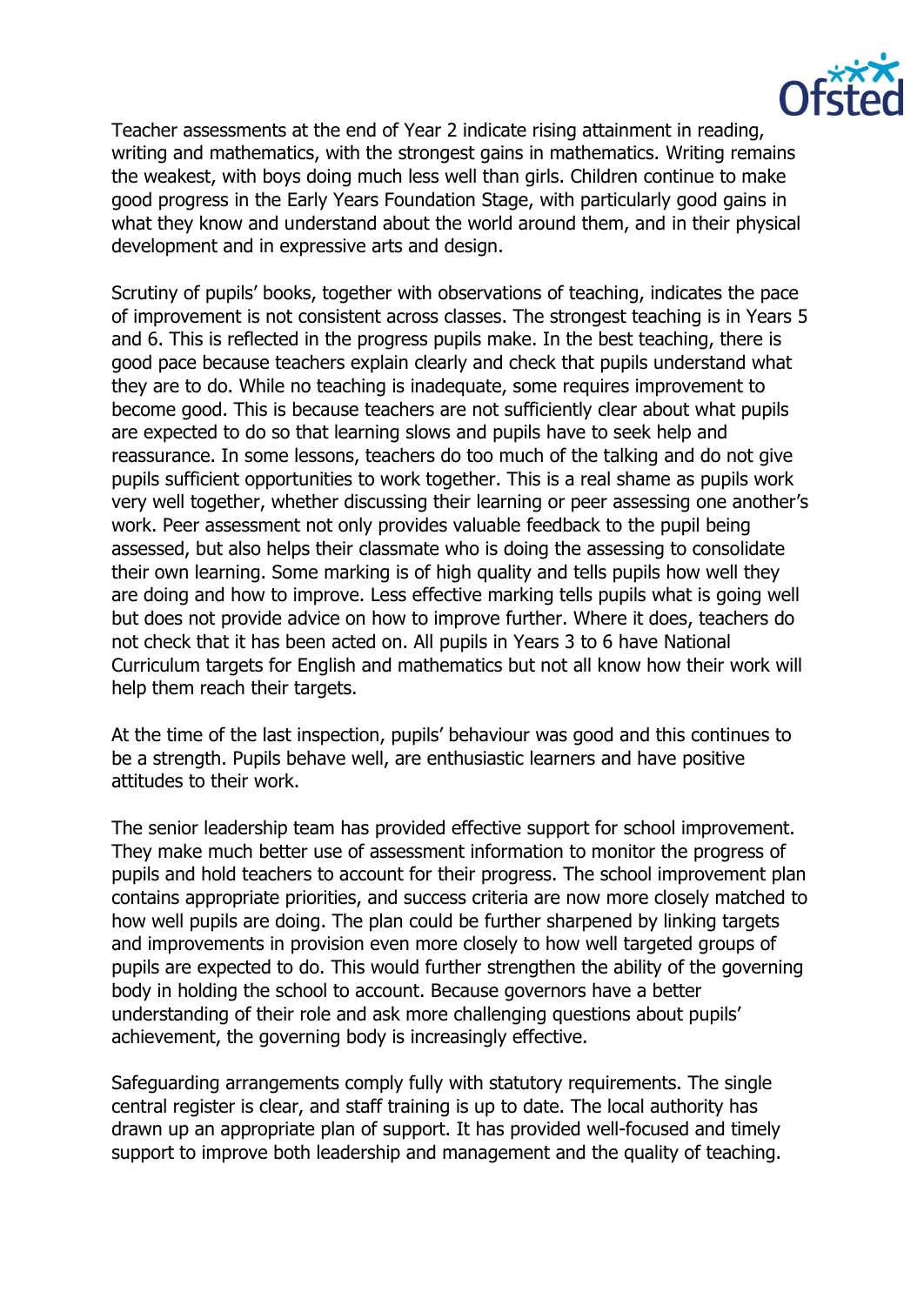Teacher assessments at the end of Year 2 indicate rising attainment in reading, writing and mathematics, with the strongest gains in mathematics. Writing remains the weakest, with boys doing much less well than girls. Children continue to make good progress in the Early Years Foundation Stage, with particularly good gains in what they know and understand about the world around them, and in their physical development and in expressive arts and design.

Scrutiny of pupils' books, together with observations of teaching, indicates the pace of improvement is not consistent across classes. The strongest teaching is in Years 5 and 6. This is reflected in the progress pupils make. In the best teaching, there is good pace because teachers explain clearly and check that pupils understand what they are to do. While no teaching is inadequate, some requires improvement to become good. This is because teachers are not sufficiently clear about what pupils are expected to do so that learning slows and pupils have to seek help and reassurance. In some lessons, teachers do too much of the talking and do not give pupils sufficient opportunities to work together. This is a real shame as pupils work very well together, whether discussing their learning or peer assessing one another's work. Peer assessment not only provides valuable feedback to the pupil being assessed, but also helps their classmate who is doing the assessing to consolidate their own learning. Some marking is of high quality and tells pupils how well they are doing and how to improve. Less effective marking tells pupils what is going well but does not provide advice on how to improve further. Where it does, teachers do not check that it has been acted on. All pupils in Years 3 to 6 have National Curriculum targets for English and mathematics but not all know how their work will help them reach their targets.

At the time of the last inspection, pupils' behaviour was good and this continues to be a strength. Pupils behave well, are enthusiastic learners and have positive attitudes to their work.

The senior leadership team has provided effective support for school improvement. They make much better use of assessment information to monitor the progress of pupils and hold teachers to account for their progress. The school improvement plan contains appropriate priorities, and success criteria are now more closely matched to how well pupils are doing. The plan could be further sharpened by linking targets and improvements in provision even more closely to how well targeted groups of pupils are expected to do. This would further strengthen the ability of the governing body in holding the school to account. Because governors have a better understanding of their role and ask more challenging questions about pupils' achievement, the governing body is increasingly effective.

Safeguarding arrangements comply fully with statutory requirements. The single central register is clear, and staff training is up to date. The local authority has drawn up an appropriate plan of support. It has provided well-focused and timely support to improve both leadership and management and the quality of teaching.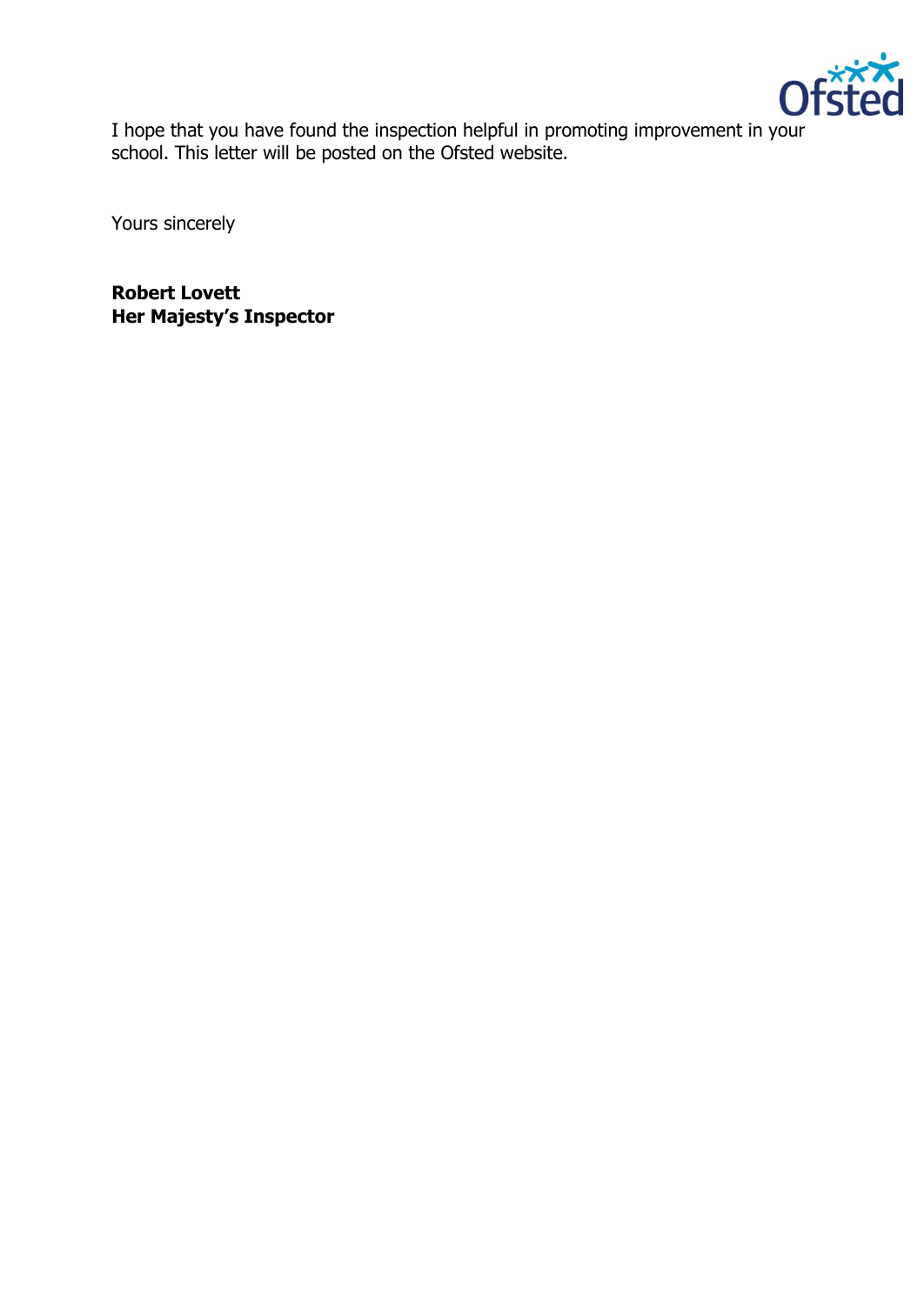I hope that you have found the inspection helpful in promoting improvement in your school. This letter will be posted on the Ofsted website.

Yours sincerely

**Robert Lovett**
**Her Majesty's Inspector**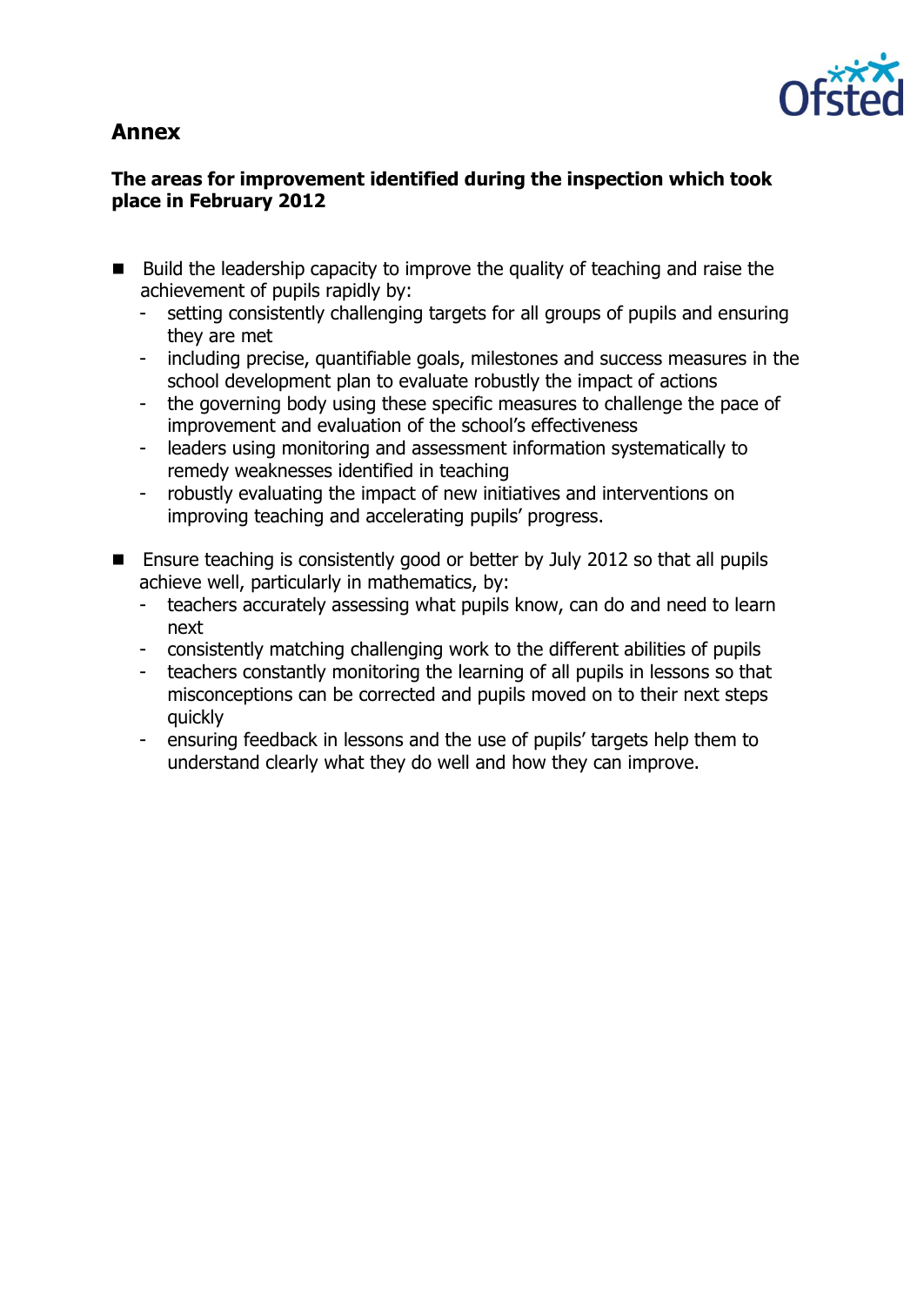## Annex

### The areas for improvement identified during the inspection which took place in February 2012

- Build the leadership capacity to improve the quality of teaching and raise the achievement of pupils rapidly by:
  - setting consistently challenging targets for all groups of pupils and ensuring they are met
  - including precise, quantifiable goals, milestones and success measures in the school development plan to evaluate robustly the impact of actions
  - the governing body using these specific measures to challenge the pace of improvement and evaluation of the school's effectiveness
  - leaders using monitoring and assessment information systematically to remedy weaknesses identified in teaching
  - robustly evaluating the impact of new initiatives and interventions on improving teaching and accelerating pupils' progress.

- Ensure teaching is consistently good or better by July 2012 so that all pupils achieve well, particularly in mathematics, by:
  - teachers accurately assessing what pupils know, can do and need to learn next
  - consistently matching challenging work to the different abilities of pupils
  - teachers constantly monitoring the learning of all pupils in lessons so that misconceptions can be corrected and pupils moved on to their next steps quickly
  - ensuring feedback in lessons and the use of pupils' targets help them to understand clearly what they do well and how they can improve.